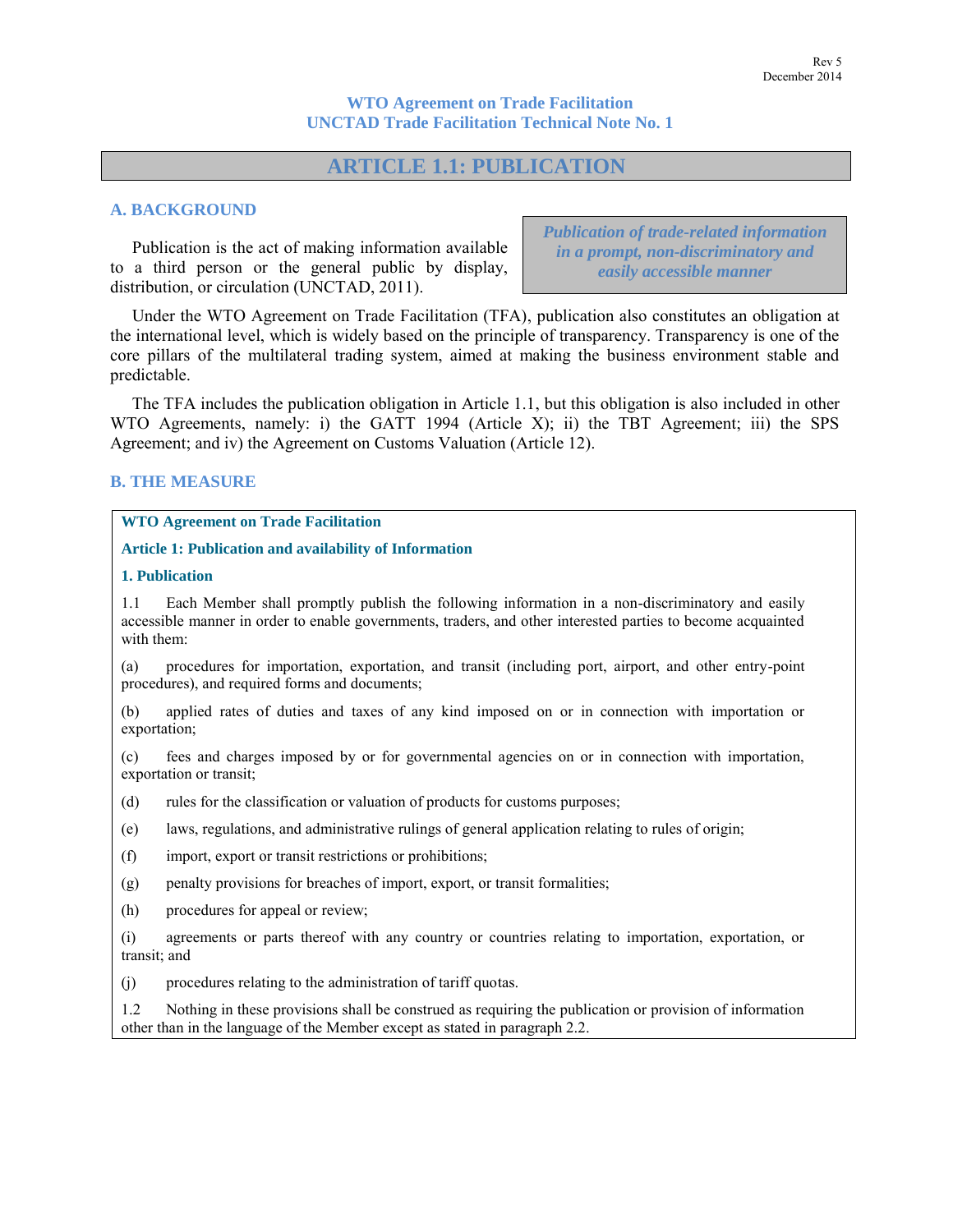Rev 5
December 2014

**WTO Agreement on Trade Facilitation**
**UNCTAD Trade Facilitation Technical Note No. 1**

# ARTICLE 1.1: PUBLICATION

## A. BACKGROUND

> ***Publication of trade-related information in a prompt, non-discriminatory and easily accessible manner***

Publication is the act of making information available to a third person or the general public by display, distribution, or circulation (UNCTAD, 2011).

Under the WTO Agreement on Trade Facilitation (TFA), publication also constitutes an obligation at the international level, which is widely based on the principle of transparency. Transparency is one of the core pillars of the multilateral trading system, aimed at making the business environment stable and predictable.

The TFA includes the publication obligation in Article 1.1, but this obligation is also included in other WTO Agreements, namely: i) the GATT 1994 (Article X); ii) the TBT Agreement; iii) the SPS Agreement; and iv) the Agreement on Customs Valuation (Article 12).

## B. THE MEASURE

**WTO Agreement on Trade Facilitation**

**Article 1: Publication and availability of Information**

**1. Publication**

1.1 Each Member shall promptly publish the following information in a non-discriminatory and easily accessible manner in order to enable governments, traders, and other interested parties to become acquainted with them:

(a) procedures for importation, exportation, and transit (including port, airport, and other entry-point procedures), and required forms and documents;

(b) applied rates of duties and taxes of any kind imposed on or in connection with importation or exportation;

(c) fees and charges imposed by or for governmental agencies on or in connection with importation, exportation or transit;

(d) rules for the classification or valuation of products for customs purposes;

(e) laws, regulations, and administrative rulings of general application relating to rules of origin;

(f) import, export or transit restrictions or prohibitions;

(g) penalty provisions for breaches of import, export, or transit formalities;

(h) procedures for appeal or review;

(i) agreements or parts thereof with any country or countries relating to importation, exportation, or transit; and

(j) procedures relating to the administration of tariff quotas.

1.2 Nothing in these provisions shall be construed as requiring the publication or provision of information other than in the language of the Member except as stated in paragraph 2.2.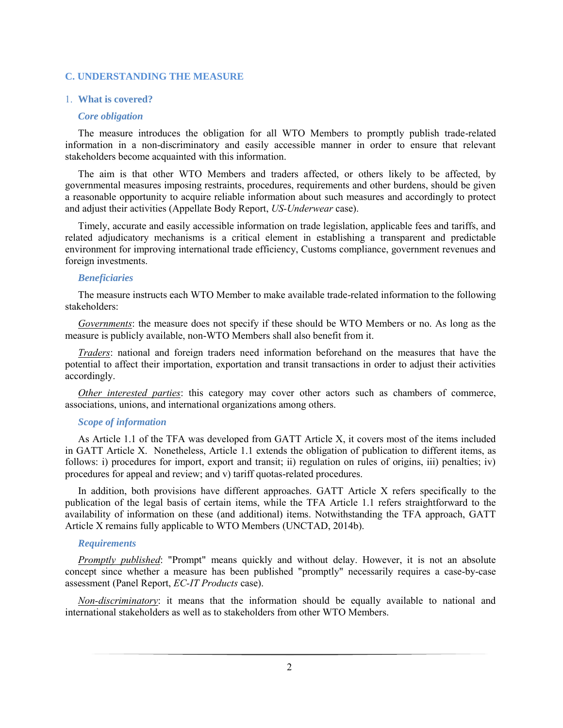## C. UNDERSTANDING THE MEASURE

### 1. What is covered?

#### *Core obligation*

The measure introduces the obligation for all WTO Members to promptly publish trade-related information in a non-discriminatory and easily accessible manner in order to ensure that relevant stakeholders become acquainted with this information.

The aim is that other WTO Members and traders affected, or others likely to be affected, by governmental measures imposing restraints, procedures, requirements and other burdens, should be given a reasonable opportunity to acquire reliable information about such measures and accordingly to protect and adjust their activities (Appellate Body Report, *US-Underwear* case).

Timely, accurate and easily accessible information on trade legislation, applicable fees and tariffs, and related adjudicatory mechanisms is a critical element in establishing a transparent and predictable environment for improving international trade efficiency, Customs compliance, government revenues and foreign investments.

#### *Beneficiaries*

The measure instructs each WTO Member to make available trade-related information to the following stakeholders:

Governments: the measure does not specify if these should be WTO Members or no. As long as the measure is publicly available, non-WTO Members shall also benefit from it.

Traders: national and foreign traders need information beforehand on the measures that have the potential to affect their importation, exportation and transit transactions in order to adjust their activities accordingly.

Other interested parties: this category may cover other actors such as chambers of commerce, associations, unions, and international organizations among others.

#### *Scope of information*

As Article 1.1 of the TFA was developed from GATT Article X, it covers most of the items included in GATT Article X. Nonetheless, Article 1.1 extends the obligation of publication to different items, as follows: i) procedures for import, export and transit; ii) regulation on rules of origins, iii) penalties; iv) procedures for appeal and review; and v) tariff quotas-related procedures.

In addition, both provisions have different approaches. GATT Article X refers specifically to the publication of the legal basis of certain items, while the TFA Article 1.1 refers straightforward to the availability of information on these (and additional) items. Notwithstanding the TFA approach, GATT Article X remains fully applicable to WTO Members (UNCTAD, 2014b).

#### *Requirements*

Promptly published: "Prompt" means quickly and without delay. However, it is not an absolute concept since whether a measure has been published "promptly" necessarily requires a case-by-case assessment (Panel Report, *EC-IT Products* case).

Non-discriminatory: it means that the information should be equally available to national and international stakeholders as well as to stakeholders from other WTO Members.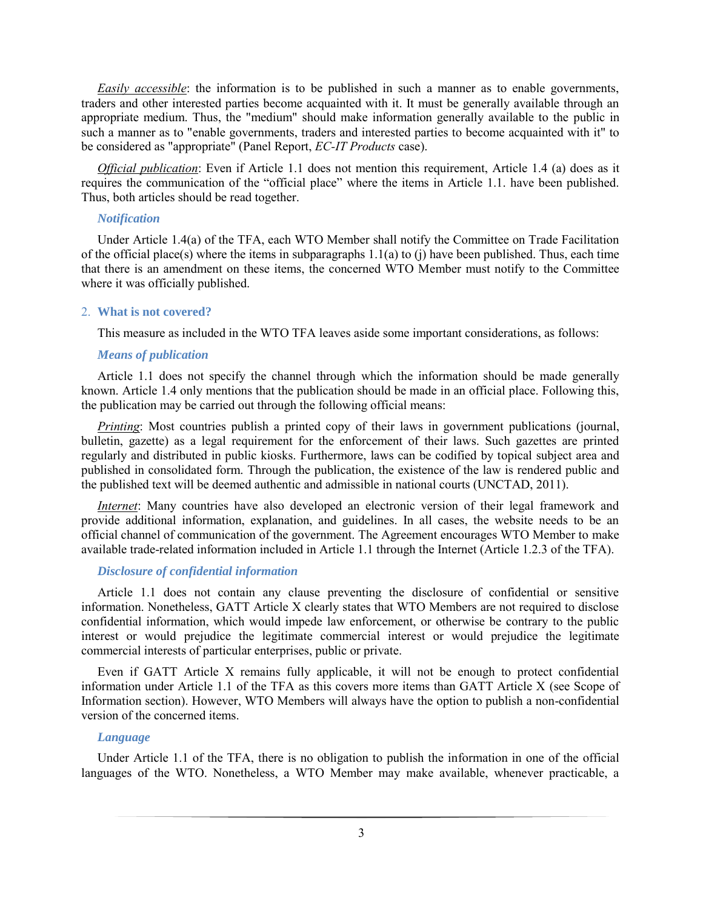*Easily accessible*: the information is to be published in such a manner as to enable governments, traders and other interested parties become acquainted with it. It must be generally available through an appropriate medium. Thus, the "medium" should make information generally available to the public in such a manner as to "enable governments, traders and interested parties to become acquainted with it" to be considered as "appropriate" (Panel Report, *EC-IT Products* case).

*Official publication*: Even if Article 1.1 does not mention this requirement, Article 1.4 (a) does as it requires the communication of the "official place" where the items in Article 1.1. have been published. Thus, both articles should be read together.

### *Notification*

Under Article 1.4(a) of the TFA, each WTO Member shall notify the Committee on Trade Facilitation of the official place(s) where the items in subparagraphs 1.1(a) to (j) have been published. Thus, each time that there is an amendment on these items, the concerned WTO Member must notify to the Committee where it was officially published.

## 2. What is not covered?

This measure as included in the WTO TFA leaves aside some important considerations, as follows:

### *Means of publication*

Article 1.1 does not specify the channel through which the information should be made generally known. Article 1.4 only mentions that the publication should be made in an official place. Following this, the publication may be carried out through the following official means:

*Printing*: Most countries publish a printed copy of their laws in government publications (journal, bulletin, gazette) as a legal requirement for the enforcement of their laws. Such gazettes are printed regularly and distributed in public kiosks. Furthermore, laws can be codified by topical subject area and published in consolidated form. Through the publication, the existence of the law is rendered public and the published text will be deemed authentic and admissible in national courts (UNCTAD, 2011).

*Internet*: Many countries have also developed an electronic version of their legal framework and provide additional information, explanation, and guidelines. In all cases, the website needs to be an official channel of communication of the government. The Agreement encourages WTO Member to make available trade-related information included in Article 1.1 through the Internet (Article 1.2.3 of the TFA).

### *Disclosure of confidential information*

Article 1.1 does not contain any clause preventing the disclosure of confidential or sensitive information. Nonetheless, GATT Article X clearly states that WTO Members are not required to disclose confidential information, which would impede law enforcement, or otherwise be contrary to the public interest or would prejudice the legitimate commercial interest or would prejudice the legitimate commercial interests of particular enterprises, public or private.

Even if GATT Article X remains fully applicable, it will not be enough to protect confidential information under Article 1.1 of the TFA as this covers more items than GATT Article X (see Scope of Information section). However, WTO Members will always have the option to publish a non-confidential version of the concerned items.

### *Language*

Under Article 1.1 of the TFA, there is no obligation to publish the information in one of the official languages of the WTO. Nonetheless, a WTO Member may make available, whenever practicable, a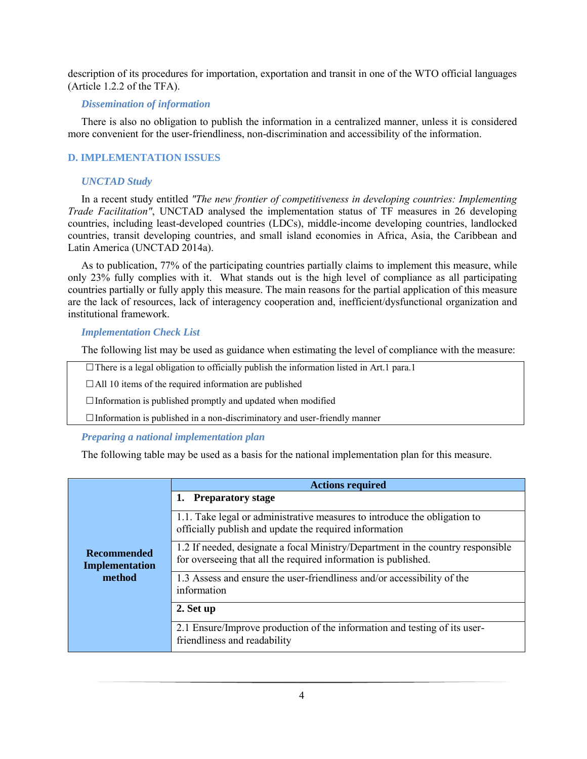description of its procedures for importation, exportation and transit in one of the WTO official languages (Article 1.2.2 of the TFA).

### *Dissemination of information*

There is also no obligation to publish the information in a centralized manner, unless it is considered more convenient for the user-friendliness, non-discrimination and accessibility of the information.

## D. IMPLEMENTATION ISSUES

### *UNCTAD Study*

In a recent study entitled *"The new frontier of competitiveness in developing countries: Implementing Trade Facilitation"*, UNCTAD analysed the implementation status of TF measures in 26 developing countries, including least-developed countries (LDCs), middle-income developing countries, landlocked countries, transit developing countries, and small island economies in Africa, Asia, the Caribbean and Latin America (UNCTAD 2014a).

As to publication, 77% of the participating countries partially claims to implement this measure, while only 23% fully complies with it. What stands out is the high level of compliance as all participating countries partially or fully apply this measure. The main reasons for the partial application of this measure are the lack of resources, lack of interagency cooperation and, inefficient/dysfunctional organization and institutional framework.

### *Implementation Check List*

The following list may be used as guidance when estimating the level of compliance with the measure:

- ☐ There is a legal obligation to officially publish the information listed in Art.1 para.1
- ☐ All 10 items of the required information are published
- ☐ Information is published promptly and updated when modified
- ☐ Information is published in a non-discriminatory and user-friendly manner

### *Preparing a national implementation plan*

The following table may be used as a basis for the national implementation plan for this measure.

| | **Actions required** |
|---|---|
| **Recommended Implementation method** | **1. Preparatory stage** |
| | 1.1. Take legal or administrative measures to introduce the obligation to officially publish and update the required information |
| | 1.2 If needed, designate a focal Ministry/Department in the country responsible for overseeing that all the required information is published. |
| | 1.3 Assess and ensure the user-friendliness and/or accessibility of the information |
| | **2. Set up** |
| | 2.1 Ensure/Improve production of the information and testing of its user-friendliness and readability |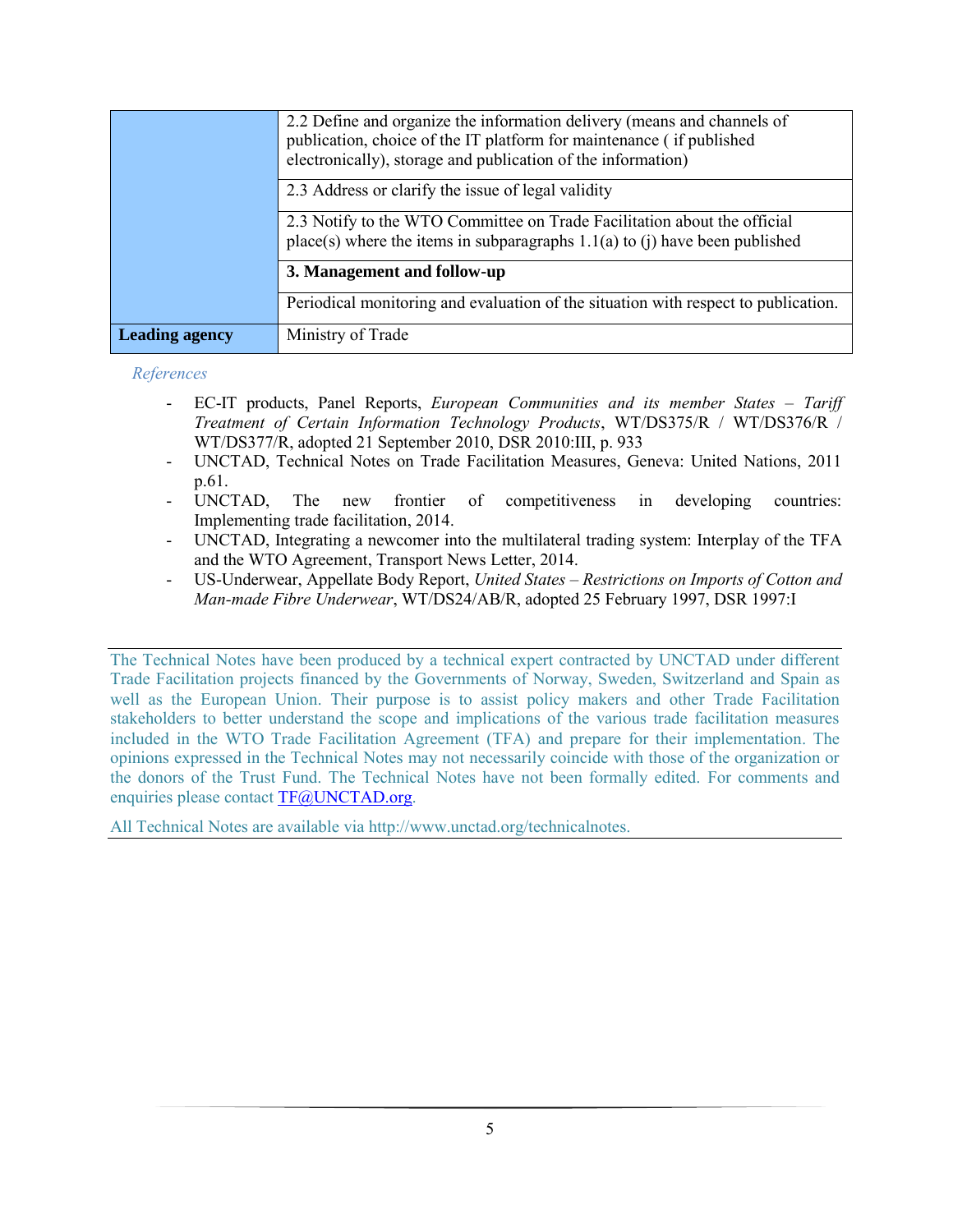| | |
|---|---|
| | 2.2 Define and organize the information delivery (means and channels of publication, choice of the IT platform for maintenance ( if published electronically), storage and publication of the information) |
| | 2.3 Address or clarify the issue of legal validity |
| | 2.3 Notify to the WTO Committee on Trade Facilitation about the official place(s) where the items in subparagraphs 1.1(a) to (j) have been published |
| | **3. Management and follow-up** |
| | Periodical monitoring and evaluation of the situation with respect to publication. |
| **Leading agency** | Ministry of Trade |

*References*

- EC-IT products, Panel Reports, *European Communities and its member States – Tariff Treatment of Certain Information Technology Products*, WT/DS375/R / WT/DS376/R / WT/DS377/R, adopted 21 September 2010, DSR 2010:III, p. 933
- UNCTAD, Technical Notes on Trade Facilitation Measures, Geneva: United Nations, 2011 p.61.
- UNCTAD, The new frontier of competitiveness in developing countries: Implementing trade facilitation, 2014.
- UNCTAD, Integrating a newcomer into the multilateral trading system: Interplay of the TFA and the WTO Agreement, Transport News Letter, 2014.
- US-Underwear, Appellate Body Report, *United States – Restrictions on Imports of Cotton and Man-made Fibre Underwear*, WT/DS24/AB/R, adopted 25 February 1997, DSR 1997:I

---

The Technical Notes have been produced by a technical expert contracted by UNCTAD under different Trade Facilitation projects financed by the Governments of Norway, Sweden, Switzerland and Spain as well as the European Union. Their purpose is to assist policy makers and other Trade Facilitation stakeholders to better understand the scope and implications of the various trade facilitation measures included in the WTO Trade Facilitation Agreement (TFA) and prepare for their implementation. The opinions expressed in the Technical Notes may not necessarily coincide with those of the organization or the donors of the Trust Fund. The Technical Notes have not been formally edited. For comments and enquiries please contact TF@UNCTAD.org.

All Technical Notes are available via http://www.unctad.org/technicalnotes.

---